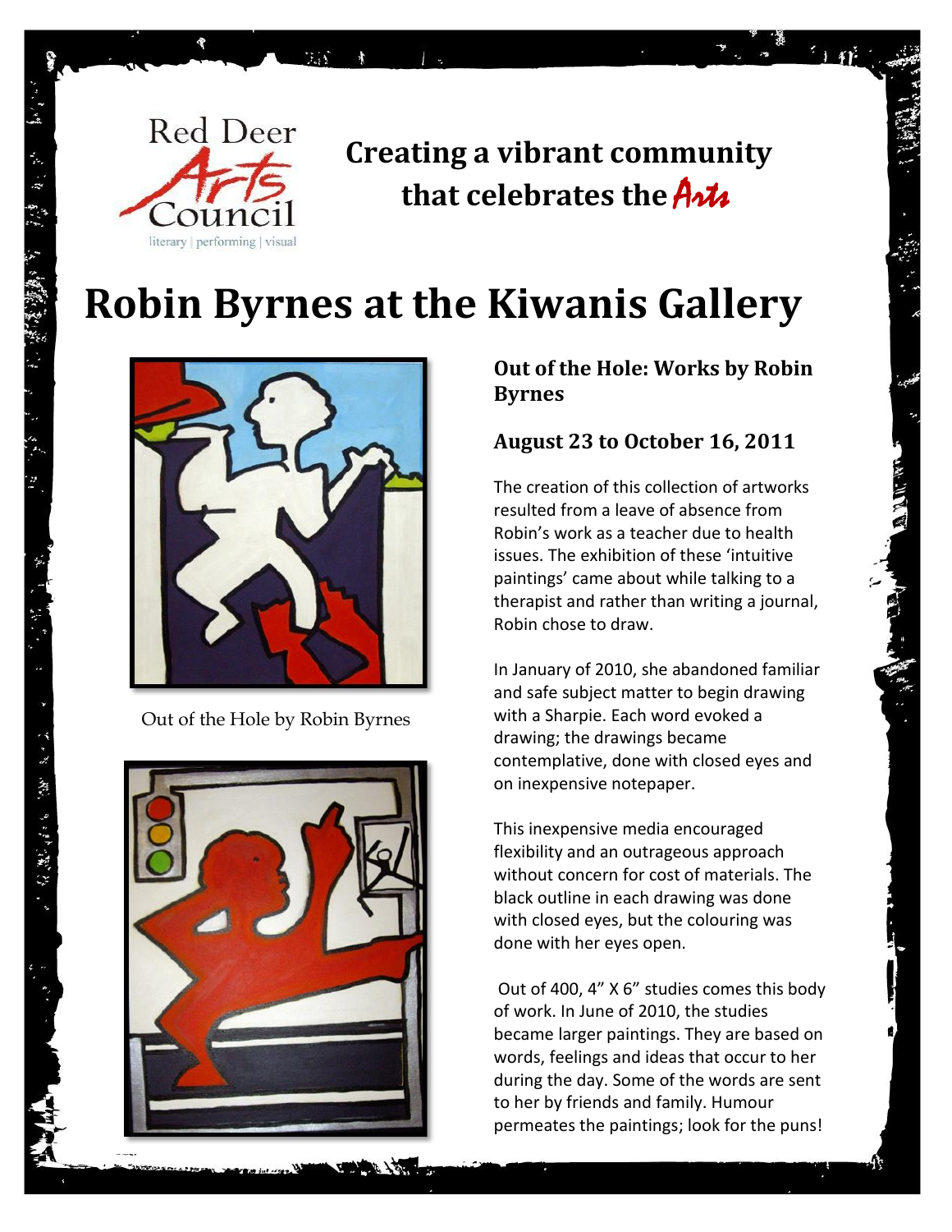Red Deer Arts Council

literary | performing | visual

**Creating a vibrant community that celebrates the Arts**

# Robin Byrnes at the Kiwanis Gallery

Out of the Hole by Robin Byrnes

### Out of the Hole: Works by Robin Byrnes

### August 23 to October 16, 2011

The creation of this collection of artworks resulted from a leave of absence from Robin's work as a teacher due to health issues. The exhibition of these 'intuitive paintings' came about while talking to a therapist and rather than writing a journal, Robin chose to draw.

In January of 2010, she abandoned familiar and safe subject matter to begin drawing with a Sharpie. Each word evoked a drawing; the drawings became contemplative, done with closed eyes and on inexpensive notepaper.

This inexpensive media encouraged flexibility and an outrageous approach without concern for cost of materials. The black outline in each drawing was done with closed eyes, but the colouring was done with her eyes open.

Out of 400, 4" X 6" studies comes this body of work. In June of 2010, the studies became larger paintings. They are based on words, feelings and ideas that occur to her during the day. Some of the words are sent to her by friends and family. Humour permeates the paintings; look for the puns!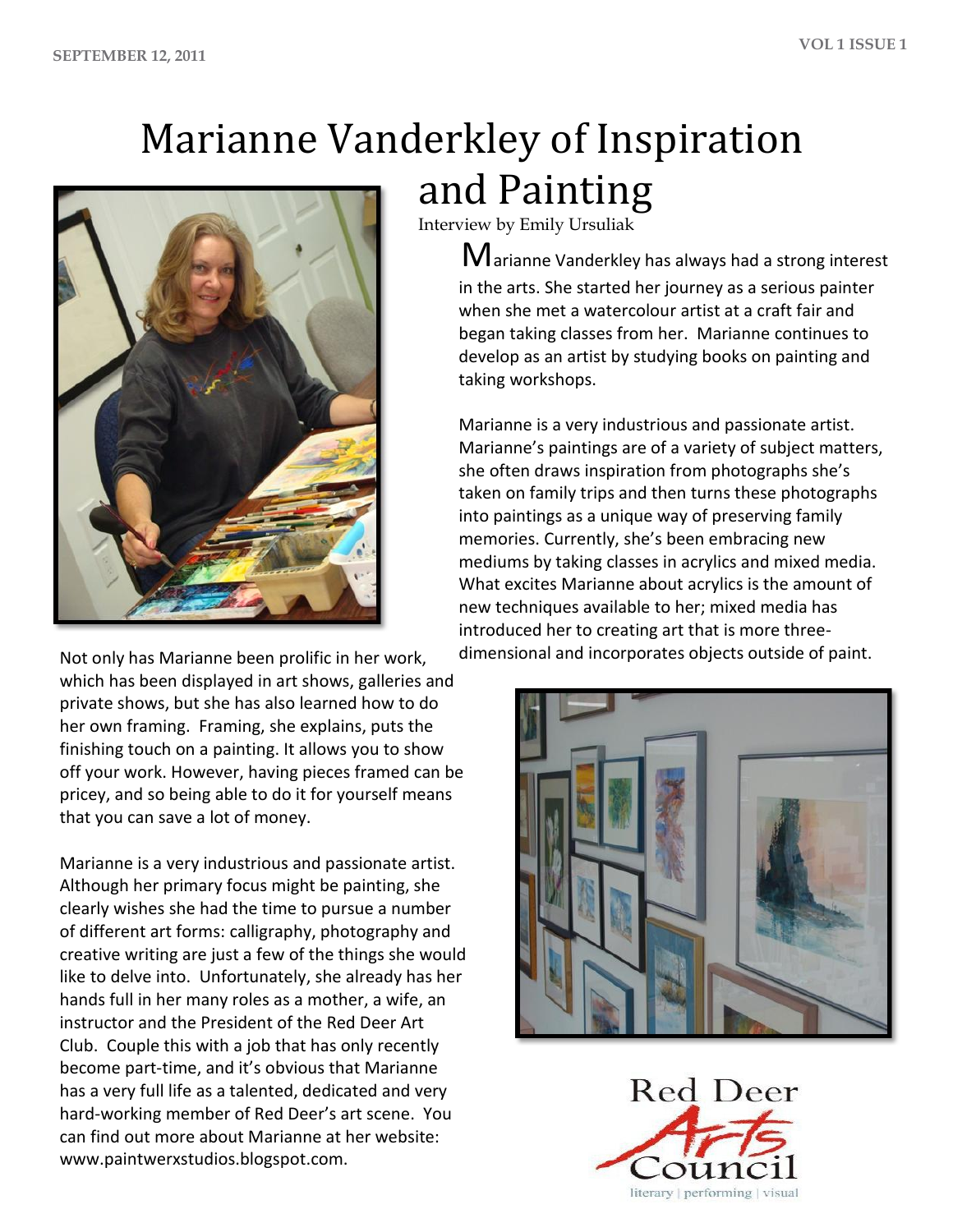# Marianne Vanderkley of Inspiration and Painting

Interview by Emily Ursuliak

Marianne Vanderkley has always had a strong interest in the arts. She started her journey as a serious painter when she met a watercolour artist at a craft fair and began taking classes from her. Marianne continues to develop as an artist by studying books on painting and taking workshops.

Marianne is a very industrious and passionate artist. Marianne's paintings are of a variety of subject matters, she often draws inspiration from photographs she's taken on family trips and then turns these photographs into paintings as a unique way of preserving family memories. Currently, she's been embracing new mediums by taking classes in acrylics and mixed media. What excites Marianne about acrylics is the amount of new techniques available to her; mixed media has introduced her to creating art that is more three-dimensional and incorporates objects outside of paint.

Not only has Marianne been prolific in her work, which has been displayed in art shows, galleries and private shows, but she has also learned how to do her own framing. Framing, she explains, puts the finishing touch on a painting. It allows you to show off your work. However, having pieces framed can be pricey, and so being able to do it for yourself means that you can save a lot of money.

Marianne is a very industrious and passionate artist. Although her primary focus might be painting, she clearly wishes she had the time to pursue a number of different art forms: calligraphy, photography and creative writing are just a few of the things she would like to delve into. Unfortunately, she already has her hands full in her many roles as a mother, a wife, an instructor and the President of the Red Deer Art Club. Couple this with a job that has only recently become part-time, and it's obvious that Marianne has a very full life as a talented, dedicated and very hard-working member of Red Deer's art scene. You can find out more about Marianne at her website: www.paintwerxstudios.blogspot.com.

Red Deer Arts Council

literary | performing | visual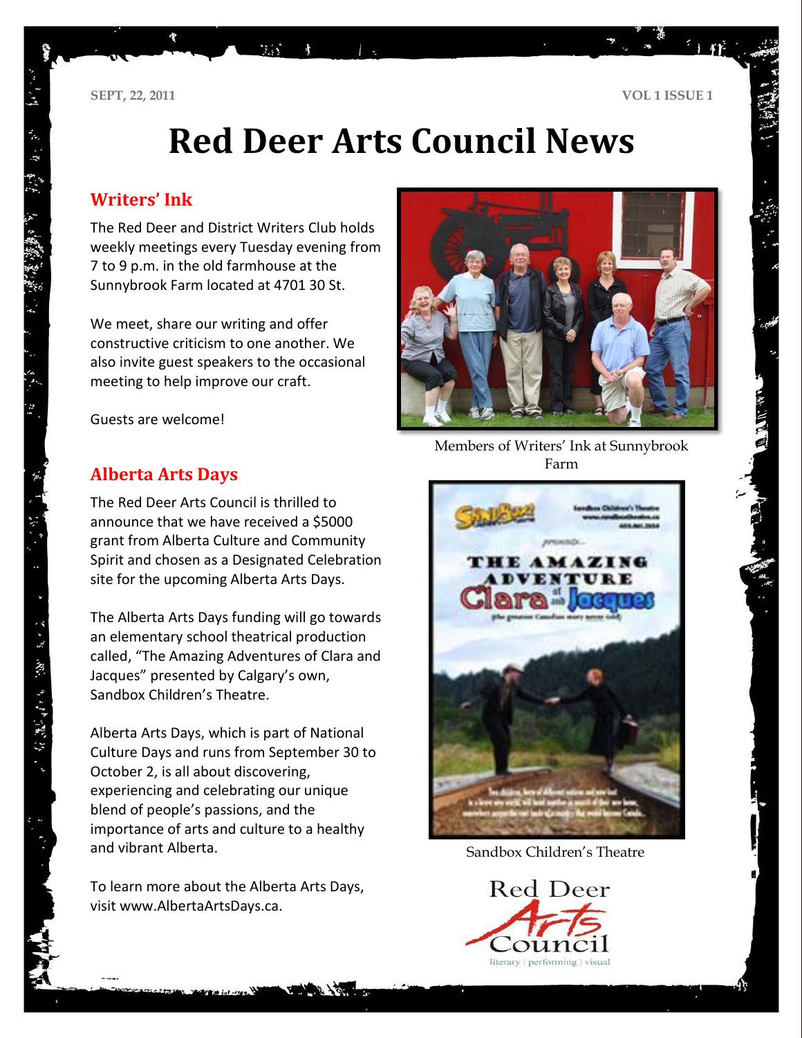SEPT, 22, 2011 VOL 1 ISSUE 1

# Red Deer Arts Council News

## Writers' Ink

The Red Deer and District Writers Club holds weekly meetings every Tuesday evening from 7 to 9 p.m. in the old farmhouse at the Sunnybrook Farm located at 4701 30 St.

We meet, share our writing and offer constructive criticism to one another. We also invite guest speakers to the occasional meeting to help improve our craft.

Guests are welcome!

Members of Writers' Ink at Sunnybrook Farm

## Alberta Arts Days

The Red Deer Arts Council is thrilled to announce that we have received a $5000 grant from Alberta Culture and Community Spirit and chosen as a Designated Celebration site for the upcoming Alberta Arts Days.

The Alberta Arts Days funding will go towards an elementary school theatrical production called, "The Amazing Adventures of Clara and Jacques" presented by Calgary's own, Sandbox Children's Theatre.

Alberta Arts Days, which is part of National Culture Days and runs from September 30 to October 2, is all about discovering, experiencing and celebrating our unique blend of people's passions, and the importance of arts and culture to a healthy and vibrant Alberta.

To learn more about the Alberta Arts Days, visit www.AlbertaArtsDays.ca.

Sandbox Children's Theatre

Red Deer Arts Council
literary | performing | visual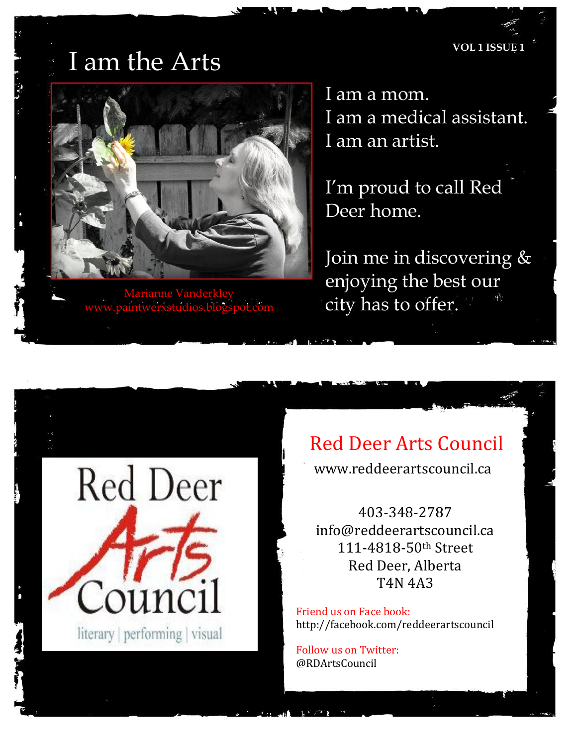VOL 1 ISSUE 1

# I am the Arts

Marianne Vanderkley
www.paintwerxstudios.blogspot.com

I am a mom.
I am a medical assistant.
I am an artist.

I'm proud to call Red Deer home.

Join me in discovering & enjoying the best our city has to offer.

Red Deer Arts Council
literary | performing | visual

## Red Deer Arts Council

www.reddeerartscouncil.ca

403-348-2787
info@reddeerartscouncil.ca
111-4818-50th Street
Red Deer, Alberta
T4N 4A3

Friend us on Face book:
http://facebook.com/reddeerartscouncil

Follow us on Twitter:
@RDArtsCouncil